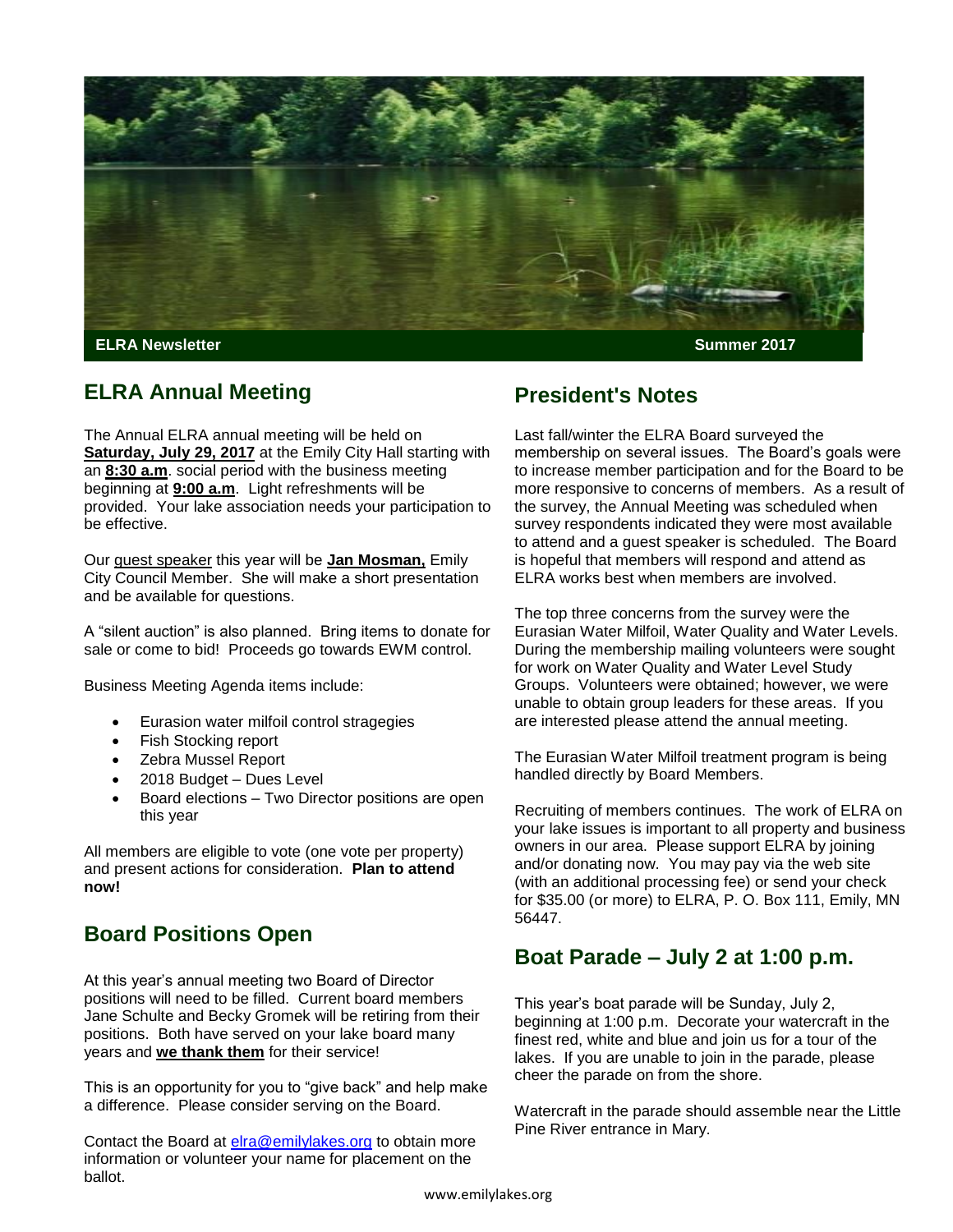**ELRA Newsletter** **Summer 2017**

## ELRA Annual Meeting

The Annual ELRA annual meeting will be held on **Saturday, July 29, 2017** at the Emily City Hall starting with an **8:30 a.m**. social period with the business meeting beginning at **9:00 a.m**. Light refreshments will be provided. Your lake association needs your participation to be effective.

Our guest speaker this year will be **Jan Mosman,** Emily City Council Member. She will make a short presentation and be available for questions.

A "silent auction" is also planned. Bring items to donate for sale or come to bid! Proceeds go towards EWM control.

Business Meeting Agenda items include:

- Eurasion water milfoil control stragegies
- Fish Stocking report
- Zebra Mussel Report
- 2018 Budget – Dues Level
- Board elections – Two Director positions are open this year

All members are eligible to vote (one vote per property) and present actions for consideration. **Plan to attend now!**

## Board Positions Open

At this year's annual meeting two Board of Director positions will need to be filled. Current board members Jane Schulte and Becky Gromek will be retiring from their positions. Both have served on your lake board many years and **we thank them** for their service!

This is an opportunity for you to "give back" and help make a difference. Please consider serving on the Board.

Contact the Board at elra@emilylakes.org to obtain more information or volunteer your name for placement on the ballot.

## President's Notes

Last fall/winter the ELRA Board surveyed the membership on several issues. The Board's goals were to increase member participation and for the Board to be more responsive to concerns of members. As a result of the survey, the Annual Meeting was scheduled when survey respondents indicated they were most available to attend and a guest speaker is scheduled. The Board is hopeful that members will respond and attend as ELRA works best when members are involved.

The top three concerns from the survey were the Eurasian Water Milfoil, Water Quality and Water Levels. During the membership mailing volunteers were sought for work on Water Quality and Water Level Study Groups. Volunteers were obtained; however, we were unable to obtain group leaders for these areas. If you are interested please attend the annual meeting.

The Eurasian Water Milfoil treatment program is being handled directly by Board Members.

Recruiting of members continues. The work of ELRA on your lake issues is important to all property and business owners in our area. Please support ELRA by joining and/or donating now. You may pay via the web site (with an additional processing fee) or send your check for $35.00 (or more) to ELRA, P. O. Box 111, Emily, MN 56447.

## Boat Parade – July 2 at 1:00 p.m.

This year's boat parade will be Sunday, July 2, beginning at 1:00 p.m. Decorate your watercraft in the finest red, white and blue and join us for a tour of the lakes. If you are unable to join in the parade, please cheer the parade on from the shore.

Watercraft in the parade should assemble near the Little Pine River entrance in Mary.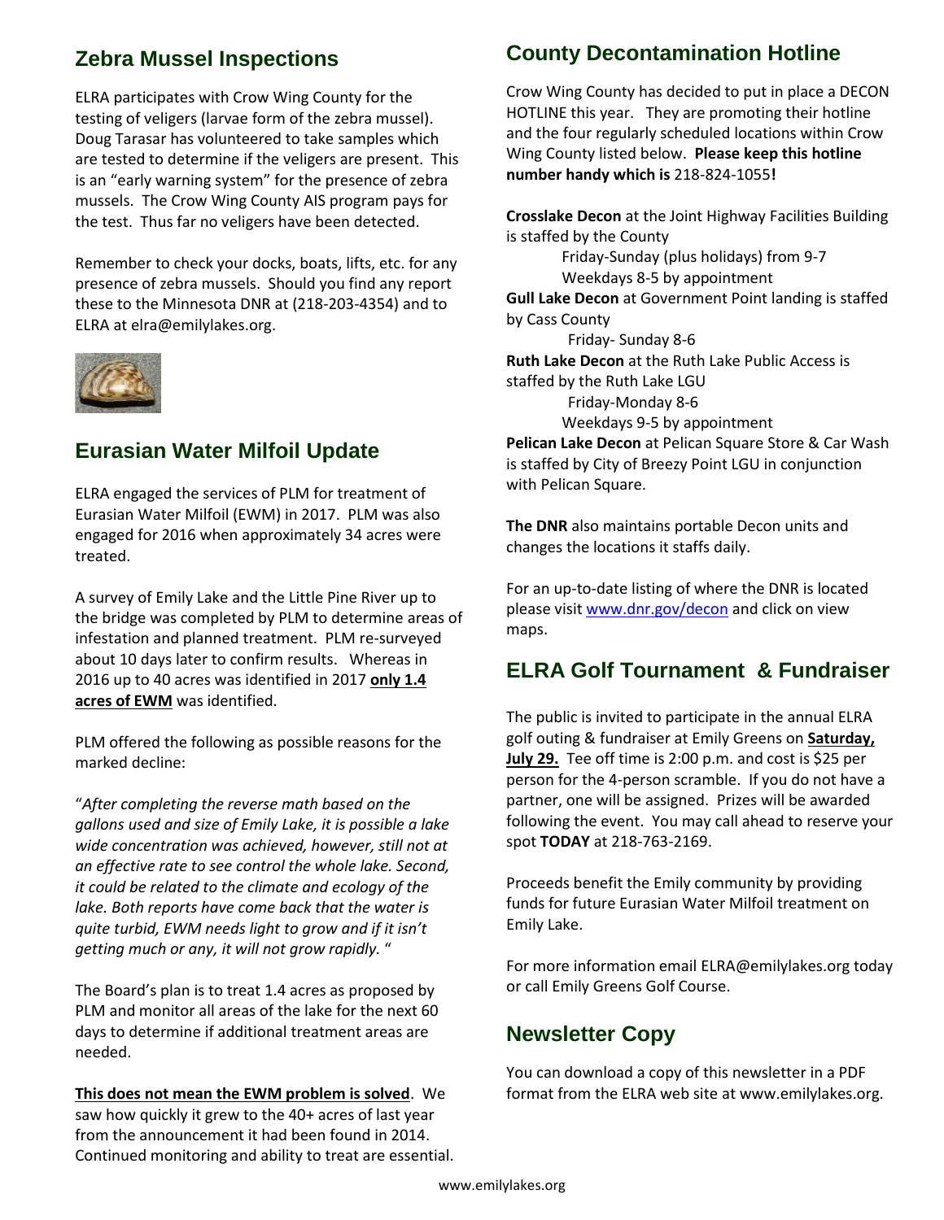## Zebra Mussel Inspections

ELRA participates with Crow Wing County for the testing of veligers (larvae form of the zebra mussel). Doug Tarasar has volunteered to take samples which are tested to determine if the veligers are present. This is an "early warning system" for the presence of zebra mussels. The Crow Wing County AIS program pays for the test. Thus far no veligers have been detected.

Remember to check your docks, boats, lifts, etc. for any presence of zebra mussels. Should you find any report these to the Minnesota DNR at (218-203-4354) and to ELRA at elra@emilylakes.org.

## Eurasian Water Milfoil Update

ELRA engaged the services of PLM for treatment of Eurasian Water Milfoil (EWM) in 2017. PLM was also engaged for 2016 when approximately 34 acres were treated.

A survey of Emily Lake and the Little Pine River up to the bridge was completed by PLM to determine areas of infestation and planned treatment. PLM re-surveyed about 10 days later to confirm results. Whereas in 2016 up to 40 acres was identified in 2017 **only 1.4 acres of EWM** was identified.

PLM offered the following as possible reasons for the marked decline:

"*After completing the reverse math based on the gallons used and size of Emily Lake, it is possible a lake wide concentration was achieved, however, still not at an effective rate to see control the whole lake. Second, it could be related to the climate and ecology of the lake. Both reports have come back that the water is quite turbid, EWM needs light to grow and if it isn't getting much or any, it will not grow rapidly.* "

The Board's plan is to treat 1.4 acres as proposed by PLM and monitor all areas of the lake for the next 60 days to determine if additional treatment areas are needed.

**This does not mean the EWM problem is solved**. We saw how quickly it grew to the 40+ acres of last year from the announcement it had been found in 2014. Continued monitoring and ability to treat are essential.

## County Decontamination Hotline

Crow Wing County has decided to put in place a DECON HOTLINE this year. They are promoting their hotline and the four regularly scheduled locations within Crow Wing County listed below. **Please keep this hotline number handy which is** 218-824-1055**!**

**Crosslake Decon** at the Joint Highway Facilities Building is staffed by the County
Friday-Sunday (plus holidays) from 9-7
Weekdays 8-5 by appointment

**Gull Lake Decon** at Government Point landing is staffed by Cass County
Friday- Sunday 8-6

**Ruth Lake Decon** at the Ruth Lake Public Access is staffed by the Ruth Lake LGU
Friday-Monday 8-6
Weekdays 9-5 by appointment

**Pelican Lake Decon** at Pelican Square Store & Car Wash is staffed by City of Breezy Point LGU in conjunction with Pelican Square.

**The DNR** also maintains portable Decon units and changes the locations it staffs daily.

For an up-to-date listing of where the DNR is located please visit www.dnr.gov/decon and click on view maps.

## ELRA Golf Tournament & Fundraiser

The public is invited to participate in the annual ELRA golf outing & fundraiser at Emily Greens on **Saturday, July 29.** Tee off time is 2:00 p.m. and cost is $25 per person for the 4-person scramble. If you do not have a partner, one will be assigned. Prizes will be awarded following the event. You may call ahead to reserve your spot **TODAY** at 218-763-2169.

Proceeds benefit the Emily community by providing funds for future Eurasian Water Milfoil treatment on Emily Lake.

For more information email ELRA@emilylakes.org today or call Emily Greens Golf Course.

## Newsletter Copy

You can download a copy of this newsletter in a PDF format from the ELRA web site at www.emilylakes.org.